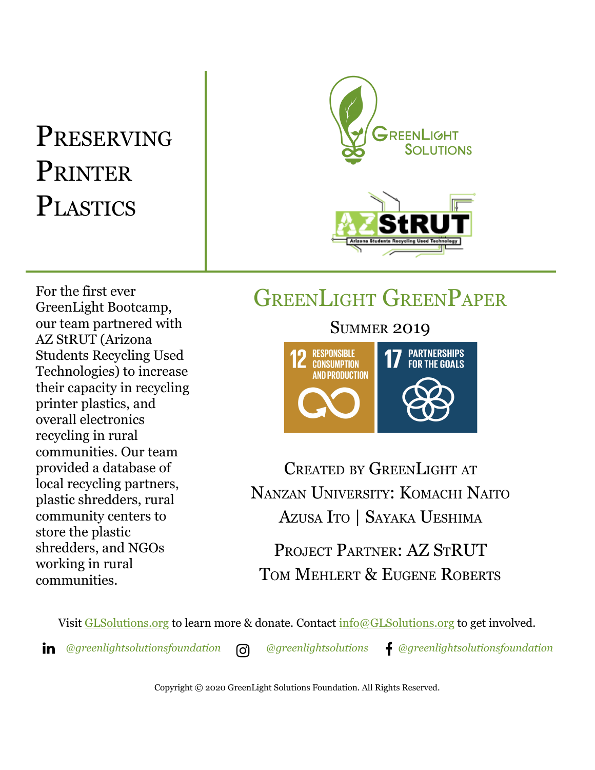# Preserving Printer Plastics

GreenLight Solutions

AZ StRUT — Arizona Students Recycling Used Technology

For the first ever GreenLight Bootcamp, our team partnered with AZ StRUT (Arizona Students Recycling Used Technologies) to increase their capacity in recycling printer plastics, and overall electronics recycling in rural communities. Our team provided a database of local recycling partners, plastic shredders, rural community centers to store the plastic shredders, and NGOs working in rural communities.

## GreenLight GreenPaper

Summer 2019

12 RESPONSIBLE CONSUMPTION AND PRODUCTION

17 PARTNERSHIPS FOR THE GOALS

Created by GreenLight at Nanzan University: Komachi Naito
Azusa Ito | Sayaka Ueshima

Project Partner: AZ StRUT
Tom Mehlert & Eugene Roberts

Visit GLSolutions.org to learn more & donate. Contact info@GLSolutions.org to get involved.

*@greenlightsolutionsfoundation* *@greenlightsolutions* *@greenlightsolutionsfoundation*

Copyright © 2020 GreenLight Solutions Foundation. All Rights Reserved.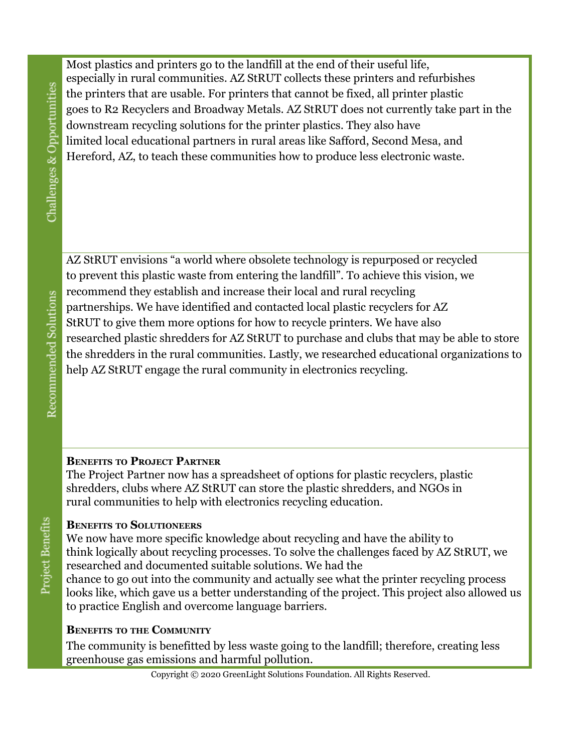## Challenges & Opportunities

Most plastics and printers go to the landfill at the end of their useful life, especially in rural communities. AZ StRUT collects these printers and refurbishes the printers that are usable. For printers that cannot be fixed, all printer plastic goes to R2 Recyclers and Broadway Metals. AZ StRUT does not currently take part in the downstream recycling solutions for the printer plastics. They also have limited local educational partners in rural areas like Safford, Second Mesa, and Hereford, AZ, to teach these communities how to produce less electronic waste.

## Recommended Solutions

AZ StRUT envisions "a world where obsolete technology is repurposed or recycled to prevent this plastic waste from entering the landfill". To achieve this vision, we recommend they establish and increase their local and rural recycling partnerships. We have identified and contacted local plastic recyclers for AZ StRUT to give them more options for how to recycle printers. We have also researched plastic shredders for AZ StRUT to purchase and clubs that may be able to store the shredders in the rural communities. Lastly, we researched educational organizations to help AZ StRUT engage the rural community in electronics recycling.

## Project Benefits

**Benefits to Project Partner**

The Project Partner now has a spreadsheet of options for plastic recyclers, plastic shredders, clubs where AZ StRUT can store the plastic shredders, and NGOs in rural communities to help with electronics recycling education.

**Benefits to Solutioneers**

We now have more specific knowledge about recycling and have the ability to think logically about recycling processes. To solve the challenges faced by AZ StRUT, we researched and documented suitable solutions. We had the chance to go out into the community and actually see what the printer recycling process looks like, which gave us a better understanding of the project. This project also allowed us to practice English and overcome language barriers.

**Benefits to the Community**

The community is benefitted by less waste going to the landfill; therefore, creating less greenhouse gas emissions and harmful pollution.

Copyright © 2020 GreenLight Solutions Foundation. All Rights Reserved.